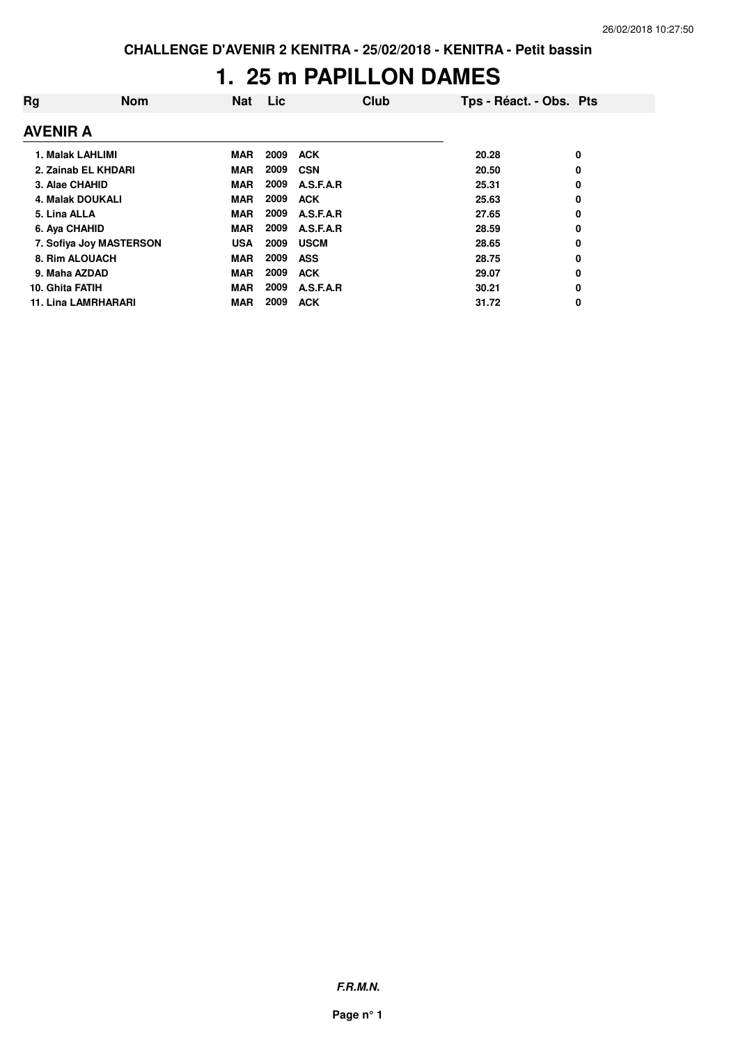**CHALLENGE D'AVENIR 2 KENITRA - 25/02/2018 - KENITRA - Petit bassin**

# 1. 25 m PAPILLON DAMES

| Rg | Nom | Nat | Lic | Club | Tps - Réact. - Obs. | Pts |
|---|---|---|---|---|---|---|

## AVENIR A

| Rg | Nom | Nat | Lic | Club | Tps - Réact. - Obs. | Pts |
|---|---|---|---|---|---|---|
| 1. | Malak LAHLIMI | MAR | 2009 | ACK | 20.28 | 0 |
| 2. | Zainab EL KHDARI | MAR | 2009 | CSN | 20.50 | 0 |
| 3. | Alae CHAHID | MAR | 2009 | A.S.F.A.R | 25.31 | 0 |
| 4. | Malak DOUKALI | MAR | 2009 | ACK | 25.63 | 0 |
| 5. | Lina ALLA | MAR | 2009 | A.S.F.A.R | 27.65 | 0 |
| 6. | Aya CHAHID | MAR | 2009 | A.S.F.A.R | 28.59 | 0 |
| 7. | Sofiya Joy MASTERSON | USA | 2009 | USCM | 28.65 | 0 |
| 8. | Rim ALOUACH | MAR | 2009 | ASS | 28.75 | 0 |
| 9. | Maha AZDAD | MAR | 2009 | ACK | 29.07 | 0 |
| 10. | Ghita FATIH | MAR | 2009 | A.S.F.A.R | 30.21 | 0 |
| 11. | Lina LAMRHARARI | MAR | 2009 | ACK | 31.72 | 0 |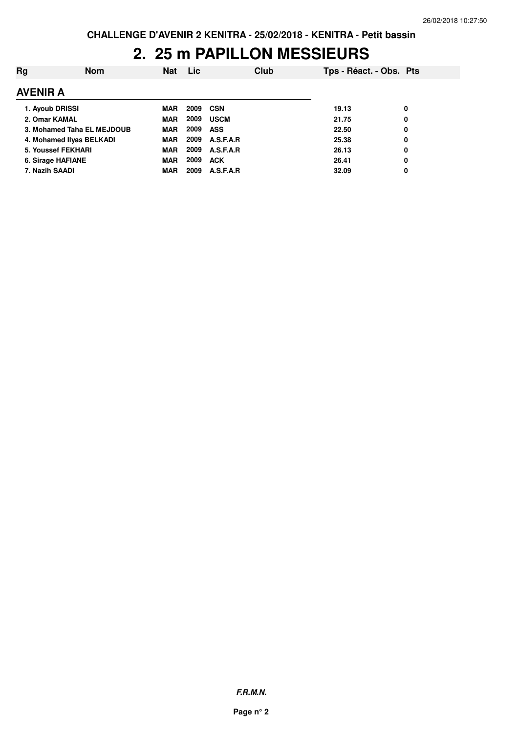# 2. 25 m PAPILLON MESSIEURS

| Rg | Nom | Nat | Lic | Club | Tps - Réact. - Obs. | Pts |
|---|---|---|---|---|---|---|
| **AVENIR A** | | | | | | |
| 1. | Ayoub DRISSI | MAR | 2009 | CSN | 19.13 | 0 |
| 2. | Omar KAMAL | MAR | 2009 | USCM | 21.75 | 0 |
| 3. | Mohamed Taha EL MEJDOUB | MAR | 2009 | ASS | 22.50 | 0 |
| 4. | Mohamed Ilyas BELKADI | MAR | 2009 | A.S.F.A.R | 25.38 | 0 |
| 5. | Youssef FEKHARI | MAR | 2009 | A.S.F.A.R | 26.13 | 0 |
| 6. | Sirage HAFIANE | MAR | 2009 | ACK | 26.41 | 0 |
| 7. | Nazih SAADI | MAR | 2009 | A.S.F.A.R | 32.09 | 0 |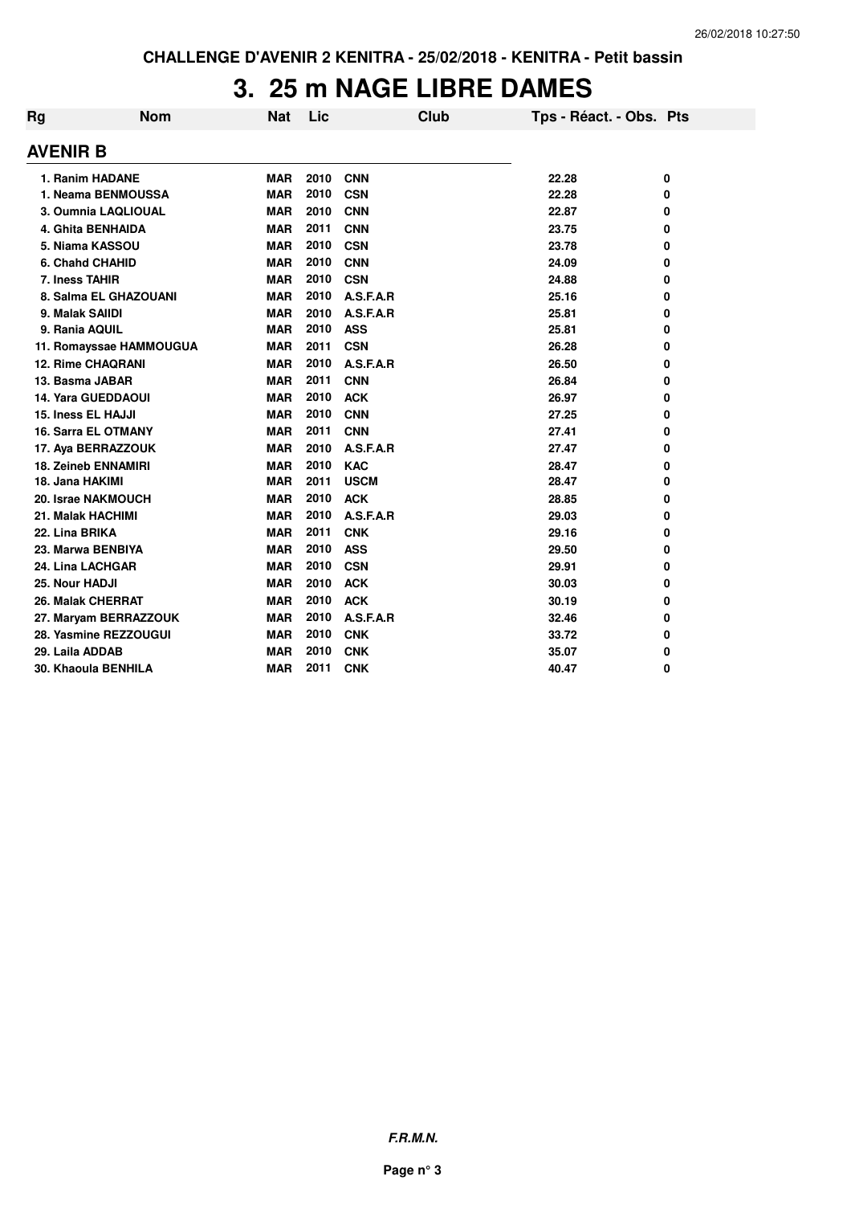# 3. 25 m NAGE LIBRE DAMES

| Rg | Nom | Nat | Lic | Club | Tps - Réact. - Obs. | Pts |
|---|---|---|---|---|---|---|

## AVENIR B

| Rg | Nom | Nat | Lic | Club | Tps - Réact. - Obs. | Pts |
|---|---|---|---|---|---|---|
| 1. | Ranim HADANE | MAR | 2010 | CNN | 22.28 | 0 |
| 1. | Neama BENMOUSSA | MAR | 2010 | CSN | 22.28 | 0 |
| 3. | Oumnia LAQLIOUAL | MAR | 2010 | CNN | 22.87 | 0 |
| 4. | Ghita BENHAIDA | MAR | 2011 | CNN | 23.75 | 0 |
| 5. | Niama KASSOU | MAR | 2010 | CSN | 23.78 | 0 |
| 6. | Chahd CHAHID | MAR | 2010 | CNN | 24.09 | 0 |
| 7. | Iness TAHIR | MAR | 2010 | CSN | 24.88 | 0 |
| 8. | Salma EL GHAZOUANI | MAR | 2010 | A.S.F.A.R | 25.16 | 0 |
| 9. | Malak SAIIDI | MAR | 2010 | A.S.F.A.R | 25.81 | 0 |
| 9. | Rania AQUIL | MAR | 2010 | ASS | 25.81 | 0 |
| 11. | Romayssae HAMMOUGUA | MAR | 2011 | CSN | 26.28 | 0 |
| 12. | Rime CHAQRANI | MAR | 2010 | A.S.F.A.R | 26.50 | 0 |
| 13. | Basma JABAR | MAR | 2011 | CNN | 26.84 | 0 |
| 14. | Yara GUEDDAOUI | MAR | 2010 | ACK | 26.97 | 0 |
| 15. | Iness EL HAJJI | MAR | 2010 | CNN | 27.25 | 0 |
| 16. | Sarra EL OTMANY | MAR | 2011 | CNN | 27.41 | 0 |
| 17. | Aya BERRAZZOUK | MAR | 2010 | A.S.F.A.R | 27.47 | 0 |
| 18. | Zeineb ENNAMIRI | MAR | 2010 | KAC | 28.47 | 0 |
| 18. | Jana HAKIMI | MAR | 2011 | USCM | 28.47 | 0 |
| 20. | Israe NAKMOUCH | MAR | 2010 | ACK | 28.85 | 0 |
| 21. | Malak HACHIMI | MAR | 2010 | A.S.F.A.R | 29.03 | 0 |
| 22. | Lina BRIKA | MAR | 2011 | CNK | 29.16 | 0 |
| 23. | Marwa BENBIYA | MAR | 2010 | ASS | 29.50 | 0 |
| 24. | Lina LACHGAR | MAR | 2010 | CSN | 29.91 | 0 |
| 25. | Nour HADJI | MAR | 2010 | ACK | 30.03 | 0 |
| 26. | Malak CHERRAT | MAR | 2010 | ACK | 30.19 | 0 |
| 27. | Maryam BERRAZZOUK | MAR | 2010 | A.S.F.A.R | 32.46 | 0 |
| 28. | Yasmine REZZOUGUI | MAR | 2010 | CNK | 33.72 | 0 |
| 29. | Laila ADDAB | MAR | 2010 | CNK | 35.07 | 0 |
| 30. | Khaoula BENHILA | MAR | 2011 | CNK | 40.47 | 0 |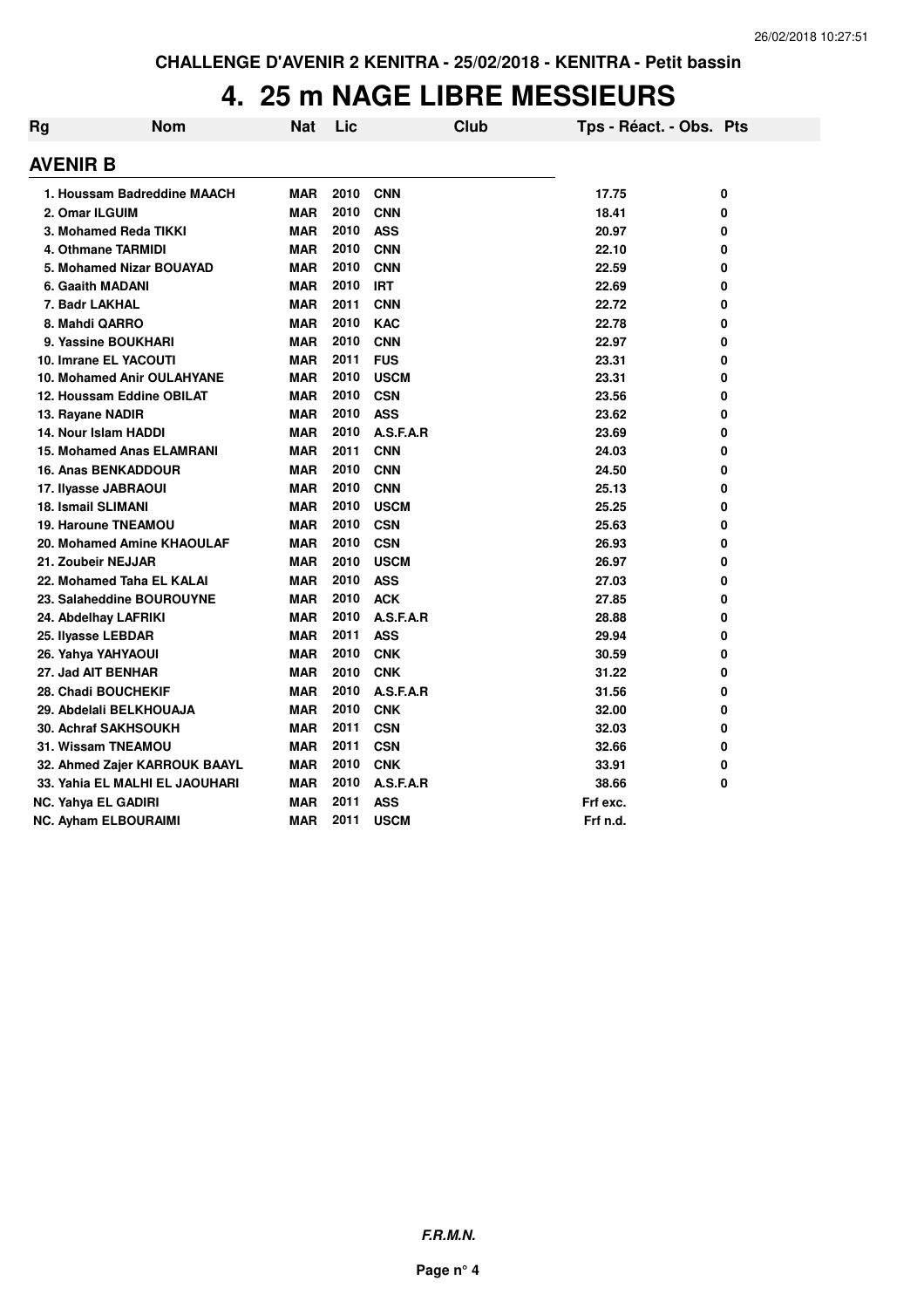# 4. 25 m NAGE LIBRE MESSIEURS

CHALLENGE D'AVENIR 2 KENITRA - 25/02/2018 - KENITRA - Petit bassin

## AVENIR B

| Rg | Nom | Nat | Lic | Club | Tps - Réact. - Obs. | Pts |
|---|---|---|---|---|---|---|
| 1. | Houssam Badreddine MAACH | MAR | 2010 | CNN | 17.75 | 0 |
| 2. | Omar ILGUIM | MAR | 2010 | CNN | 18.41 | 0 |
| 3. | Mohamed Reda TIKKI | MAR | 2010 | ASS | 20.97 | 0 |
| 4. | Othmane TARMIDI | MAR | 2010 | CNN | 22.10 | 0 |
| 5. | Mohamed Nizar BOUAYAD | MAR | 2010 | CNN | 22.59 | 0 |
| 6. | Gaaith MADANI | MAR | 2010 | IRT | 22.69 | 0 |
| 7. | Badr LAKHAL | MAR | 2011 | CNN | 22.72 | 0 |
| 8. | Mahdi QARRO | MAR | 2010 | KAC | 22.78 | 0 |
| 9. | Yassine BOUKHARI | MAR | 2010 | CNN | 22.97 | 0 |
| 10. | Imrane EL YACOUTI | MAR | 2011 | FUS | 23.31 | 0 |
| 10. | Mohamed Anir OULAHYANE | MAR | 2010 | USCM | 23.31 | 0 |
| 12. | Houssam Eddine OBILAT | MAR | 2010 | CSN | 23.56 | 0 |
| 13. | Rayane NADIR | MAR | 2010 | ASS | 23.62 | 0 |
| 14. | Nour Islam HADDI | MAR | 2010 | A.S.F.A.R | 23.69 | 0 |
| 15. | Mohamed Anas ELAMRANI | MAR | 2011 | CNN | 24.03 | 0 |
| 16. | Anas BENKADDOUR | MAR | 2010 | CNN | 24.50 | 0 |
| 17. | Ilyasse JABRAOUI | MAR | 2010 | CNN | 25.13 | 0 |
| 18. | Ismail SLIMANI | MAR | 2010 | USCM | 25.25 | 0 |
| 19. | Haroune TNEAMOU | MAR | 2010 | CSN | 25.63 | 0 |
| 20. | Mohamed Amine KHAOULAF | MAR | 2010 | CSN | 26.93 | 0 |
| 21. | Zoubeir NEJJAR | MAR | 2010 | USCM | 26.97 | 0 |
| 22. | Mohamed Taha EL KALAI | MAR | 2010 | ASS | 27.03 | 0 |
| 23. | Salaheddine BOUROUYNE | MAR | 2010 | ACK | 27.85 | 0 |
| 24. | Abdelhay LAFRIKI | MAR | 2010 | A.S.F.A.R | 28.88 | 0 |
| 25. | Ilyasse LEBDAR | MAR | 2011 | ASS | 29.94 | 0 |
| 26. | Yahya YAHYAOUI | MAR | 2010 | CNK | 30.59 | 0 |
| 27. | Jad AIT BENHAR | MAR | 2010 | CNK | 31.22 | 0 |
| 28. | Chadi BOUCHEKIF | MAR | 2010 | A.S.F.A.R | 31.56 | 0 |
| 29. | Abdelali BELKHOUAJA | MAR | 2010 | CNK | 32.00 | 0 |
| 30. | Achraf SAKHSOUKH | MAR | 2011 | CSN | 32.03 | 0 |
| 31. | Wissam TNEAMOU | MAR | 2011 | CSN | 32.66 | 0 |
| 32. | Ahmed Zajer KARROUK BAAYL | MAR | 2010 | CNK | 33.91 | 0 |
| 33. | Yahia EL MALHI EL JAOUHARI | MAR | 2010 | A.S.F.A.R | 38.66 | 0 |
| NC. | Yahya EL GADIRI | MAR | 2011 | ASS | Frf exc. | |
| NC. | Ayham ELBOURAIMI | MAR | 2011 | USCM | Frf n.d. | |

*F.R.M.N.*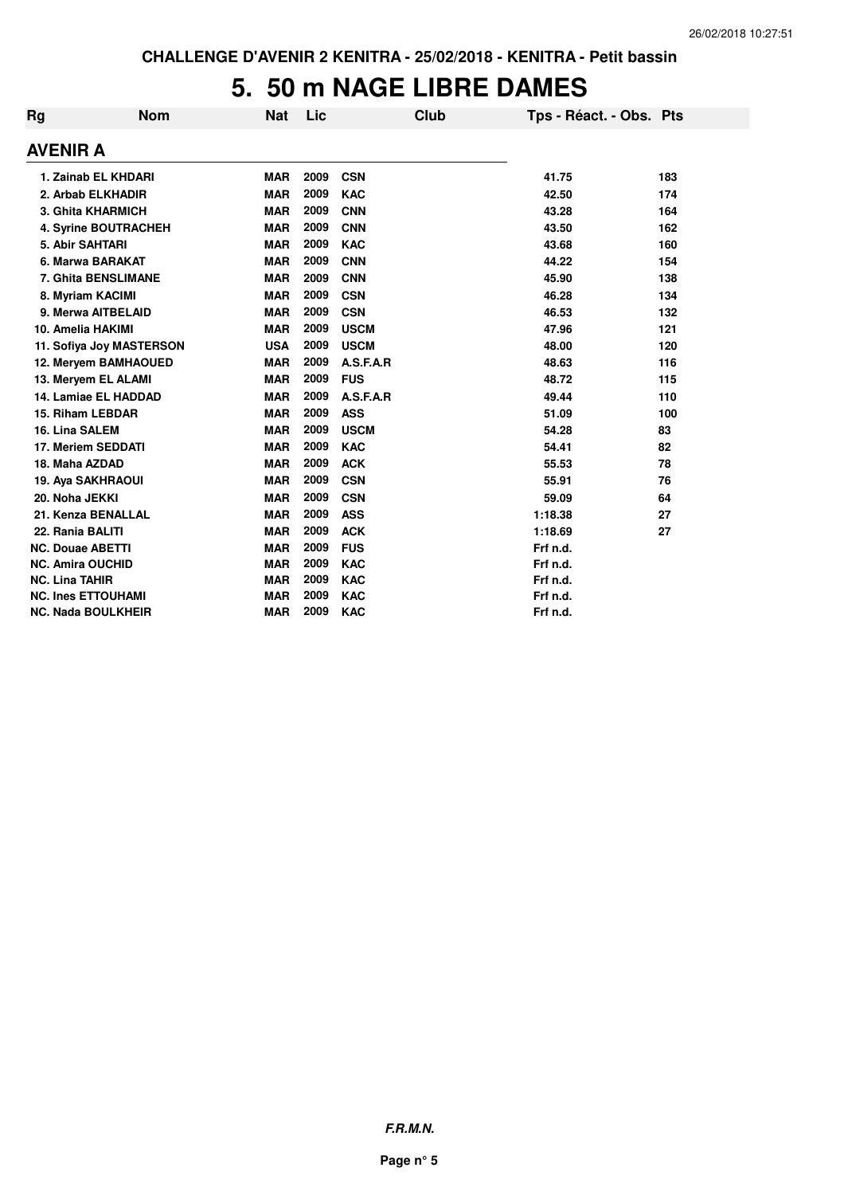# 5. 50 m NAGE LIBRE DAMES

| Rg | Nom | Nat | Lic | Club | Tps - Réact. - Obs. | Pts |
|---|---|---|---|---|---|---|
| **AVENIR A** | | | | | | |
| 1. | Zainab EL KHDARI | MAR | 2009 | CSN | 41.75 | 183 |
| 2. | Arbab ELKHADIR | MAR | 2009 | KAC | 42.50 | 174 |
| 3. | Ghita KHARMICH | MAR | 2009 | CNN | 43.28 | 164 |
| 4. | Syrine BOUTRACHEH | MAR | 2009 | CNN | 43.50 | 162 |
| 5. | Abir SAHTARI | MAR | 2009 | KAC | 43.68 | 160 |
| 6. | Marwa BARAKAT | MAR | 2009 | CNN | 44.22 | 154 |
| 7. | Ghita BENSLIMANE | MAR | 2009 | CNN | 45.90 | 138 |
| 8. | Myriam KACIMI | MAR | 2009 | CSN | 46.28 | 134 |
| 9. | Merwa AITBELAID | MAR | 2009 | CSN | 46.53 | 132 |
| 10. | Amelia HAKIMI | MAR | 2009 | USCM | 47.96 | 121 |
| 11. | Sofiya Joy MASTERSON | USA | 2009 | USCM | 48.00 | 120 |
| 12. | Meryem BAMHAOUED | MAR | 2009 | A.S.F.A.R | 48.63 | 116 |
| 13. | Meryem EL ALAMI | MAR | 2009 | FUS | 48.72 | 115 |
| 14. | Lamiae EL HADDAD | MAR | 2009 | A.S.F.A.R | 49.44 | 110 |
| 15. | Riham LEBDAR | MAR | 2009 | ASS | 51.09 | 100 |
| 16. | Lina SALEM | MAR | 2009 | USCM | 54.28 | 83 |
| 17. | Meriem SEDDATI | MAR | 2009 | KAC | 54.41 | 82 |
| 18. | Maha AZDAD | MAR | 2009 | ACK | 55.53 | 78 |
| 19. | Aya SAKHRAOUI | MAR | 2009 | CSN | 55.91 | 76 |
| 20. | Noha JEKKI | MAR | 2009 | CSN | 59.09 | 64 |
| 21. | Kenza BENALLAL | MAR | 2009 | ASS | 1:18.38 | 27 |
| 22. | Rania BALITI | MAR | 2009 | ACK | 1:18.69 | 27 |
| NC. | Douae ABETTI | MAR | 2009 | FUS | Frf n.d. | |
| NC. | Amira OUCHID | MAR | 2009 | KAC | Frf n.d. | |
| NC. | Lina TAHIR | MAR | 2009 | KAC | Frf n.d. | |
| NC. | Ines ETTOUHAMI | MAR | 2009 | KAC | Frf n.d. | |
| NC. | Nada BOULKHEIR | MAR | 2009 | KAC | Frf n.d. | |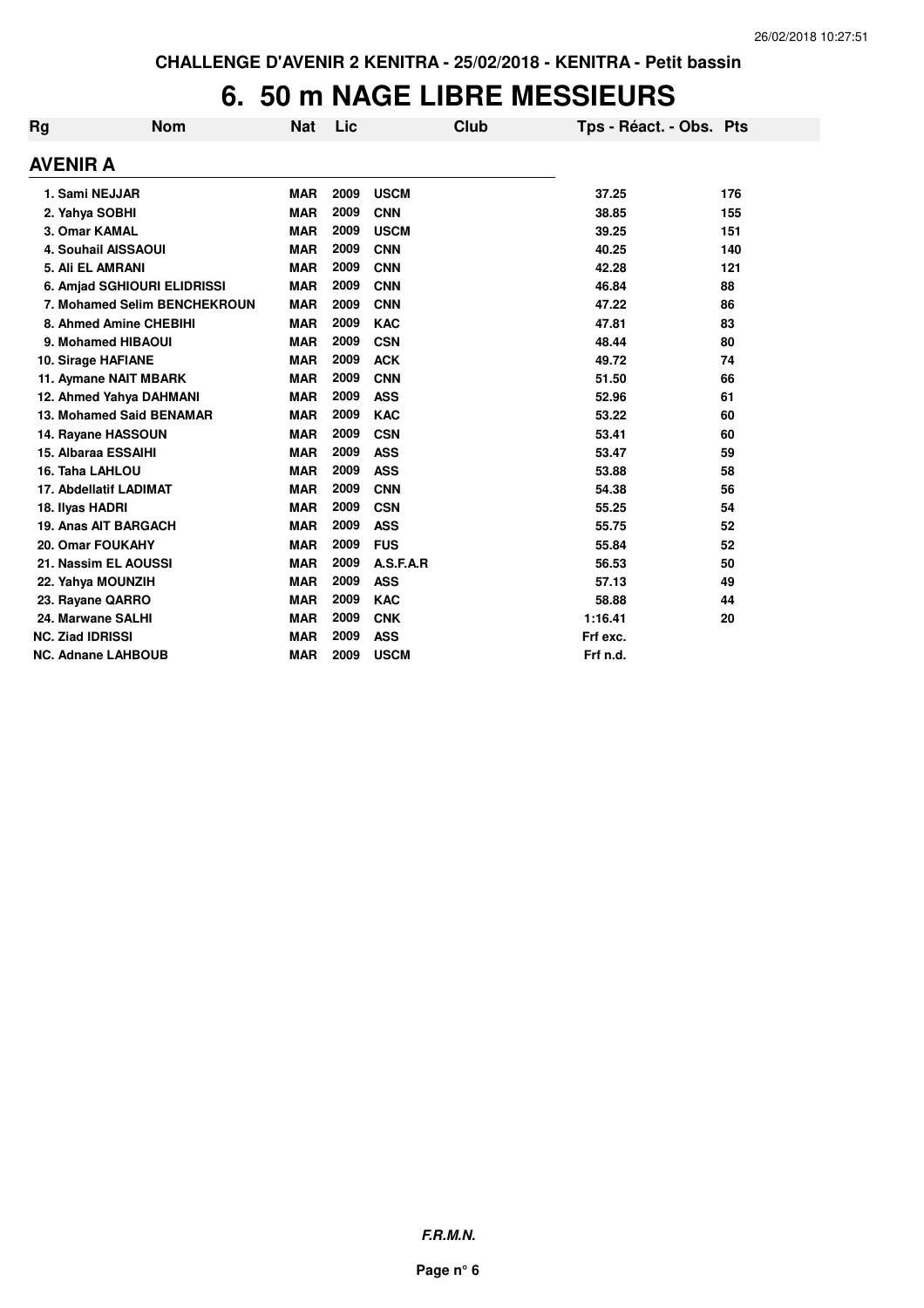# 6. 50 m NAGE LIBRE MESSIEURS

| Rg | Nom | Nat | Lic | Club | Tps - Réact. - Obs. | Pts |
|---|---|---|---|---|---|---|
| **AVENIR A** | | | | | | |
| 1. | Sami NEJJAR | MAR | 2009 | USCM | 37.25 | 176 |
| 2. | Yahya SOBHI | MAR | 2009 | CNN | 38.85 | 155 |
| 3. | Omar KAMAL | MAR | 2009 | USCM | 39.25 | 151 |
| 4. | Souhail AISSAOUI | MAR | 2009 | CNN | 40.25 | 140 |
| 5. | Ali EL AMRANI | MAR | 2009 | CNN | 42.28 | 121 |
| 6. | Amjad SGHIOURI ELIDRISSI | MAR | 2009 | CNN | 46.84 | 88 |
| 7. | Mohamed Selim BENCHEKROUN | MAR | 2009 | CNN | 47.22 | 86 |
| 8. | Ahmed Amine CHEBIHI | MAR | 2009 | KAC | 47.81 | 83 |
| 9. | Mohamed HIBAOUI | MAR | 2009 | CSN | 48.44 | 80 |
| 10. | Sirage HAFIANE | MAR | 2009 | ACK | 49.72 | 74 |
| 11. | Aymane NAIT MBARK | MAR | 2009 | CNN | 51.50 | 66 |
| 12. | Ahmed Yahya DAHMANI | MAR | 2009 | ASS | 52.96 | 61 |
| 13. | Mohamed Said BENAMAR | MAR | 2009 | KAC | 53.22 | 60 |
| 14. | Rayane HASSOUN | MAR | 2009 | CSN | 53.41 | 60 |
| 15. | Albaraa ESSAIHI | MAR | 2009 | ASS | 53.47 | 59 |
| 16. | Taha LAHLOU | MAR | 2009 | ASS | 53.88 | 58 |
| 17. | Abdellatif LADIMAT | MAR | 2009 | CNN | 54.38 | 56 |
| 18. | Ilyas HADRI | MAR | 2009 | CSN | 55.25 | 54 |
| 19. | Anas AIT BARGACH | MAR | 2009 | ASS | 55.75 | 52 |
| 20. | Omar FOUKAHY | MAR | 2009 | FUS | 55.84 | 52 |
| 21. | Nassim EL AOUSSI | MAR | 2009 | A.S.F.A.R | 56.53 | 50 |
| 22. | Yahya MOUNZIH | MAR | 2009 | ASS | 57.13 | 49 |
| 23. | Rayane QARRO | MAR | 2009 | KAC | 58.88 | 44 |
| 24. | Marwane SALHI | MAR | 2009 | CNK | 1:16.41 | 20 |
| NC. | Ziad IDRISSI | MAR | 2009 | ASS | Frf exc. | |
| NC. | Adnane LAHBOUB | MAR | 2009 | USCM | Frf n.d. | |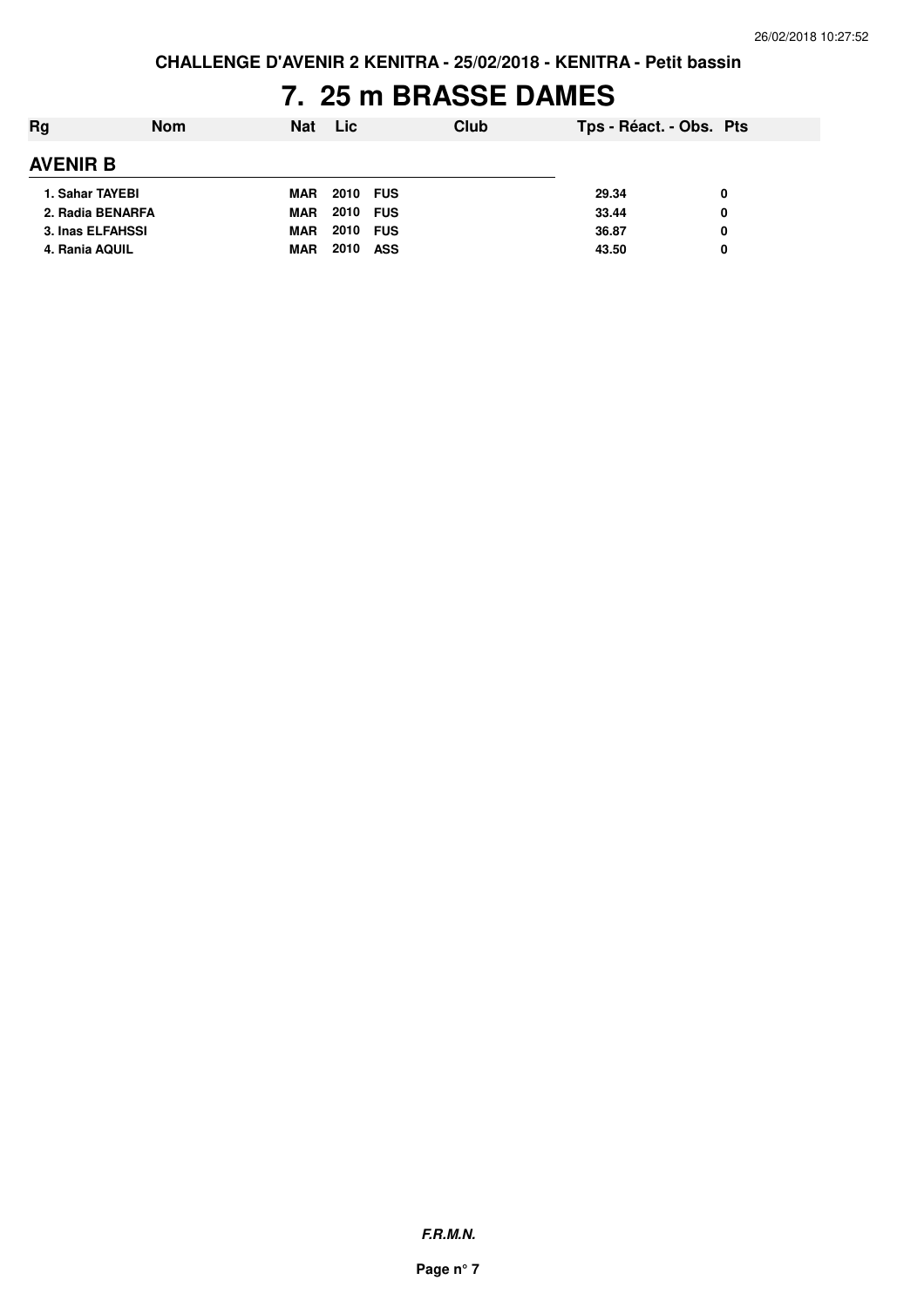**CHALLENGE D'AVENIR 2 KENITRA - 25/02/2018 - KENITRA - Petit bassin**

# 7. 25 m BRASSE DAMES

| Rg | Nom | Nat | Lic | Club | Tps - Réact. - Obs. | Pts |
|---|---|---|---|---|---|---|

## AVENIR B

| Rg | Nom | Nat | Lic | Club | Tps - Réact. - Obs. | Pts |
|---|---|---|---|---|---|---|
| 1. | Sahar TAYEBI | MAR | 2010 | FUS | 29.34 | 0 |
| 2. | Radia BENARFA | MAR | 2010 | FUS | 33.44 | 0 |
| 3. | Inas ELFAHSSI | MAR | 2010 | FUS | 36.87 | 0 |
| 4. | Rania AQUIL | MAR | 2010 | ASS | 43.50 | 0 |

***F.R.M.N.***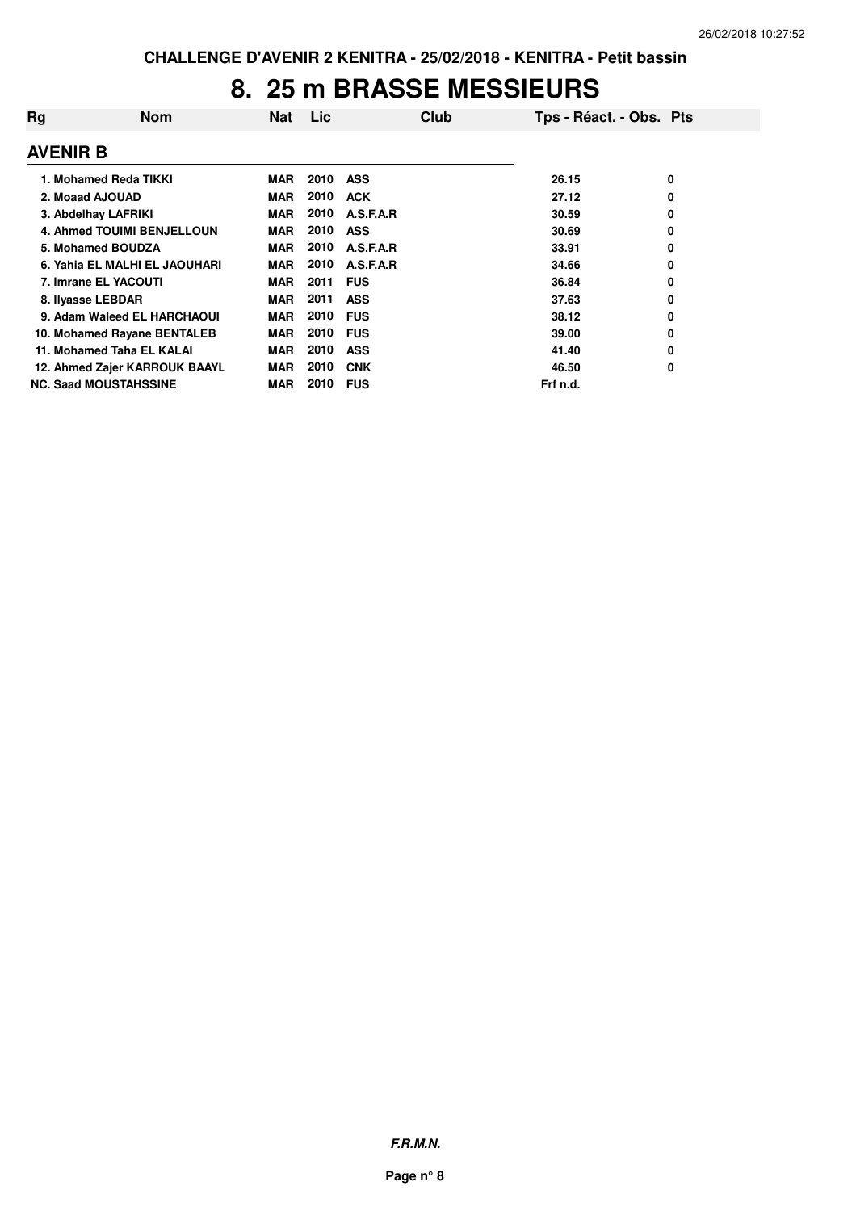**CHALLENGE D'AVENIR 2 KENITRA - 25/02/2018 - KENITRA - Petit bassin**

# 8. 25 m BRASSE MESSIEURS

| Rg | Nom | Nat | Lic | Club | Tps - Réact. - Obs. | Pts |
|---|---|---|---|---|---|---|
| **AVENIR B** | | | | | | |
| 1. | Mohamed Reda TIKKI | MAR | 2010 | ASS | 26.15 | 0 |
| 2. | Moaad AJOUAD | MAR | 2010 | ACK | 27.12 | 0 |
| 3. | Abdelhay LAFRIKI | MAR | 2010 | A.S.F.A.R | 30.59 | 0 |
| 4. | Ahmed TOUIMI BENJELLOUN | MAR | 2010 | ASS | 30.69 | 0 |
| 5. | Mohamed BOUDZA | MAR | 2010 | A.S.F.A.R | 33.91 | 0 |
| 6. | Yahia EL MALHI EL JAOUHARI | MAR | 2010 | A.S.F.A.R | 34.66 | 0 |
| 7. | Imrane EL YACOUTI | MAR | 2011 | FUS | 36.84 | 0 |
| 8. | Ilyasse LEBDAR | MAR | 2011 | ASS | 37.63 | 0 |
| 9. | Adam Waleed EL HARCHAOUI | MAR | 2010 | FUS | 38.12 | 0 |
| 10. | Mohamed Rayane BENTALEB | MAR | 2010 | FUS | 39.00 | 0 |
| 11. | Mohamed Taha EL KALAI | MAR | 2010 | ASS | 41.40 | 0 |
| 12. | Ahmed Zajer KARROUK BAAYL | MAR | 2010 | CNK | 46.50 | 0 |
| NC. | Saad MOUSTAHSSINE | MAR | 2010 | FUS | Frf n.d. | |

***F.R.M.N.***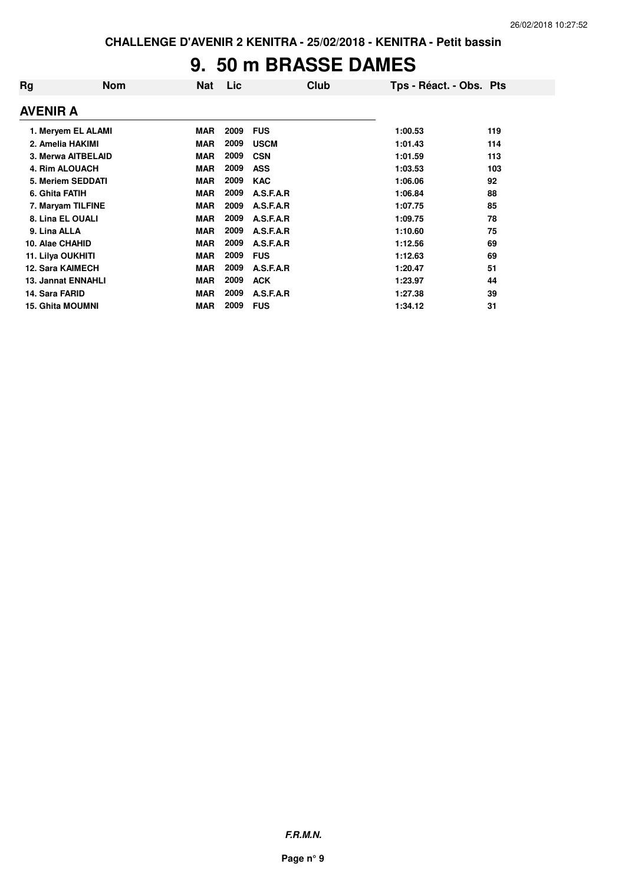**CHALLENGE D'AVENIR 2 KENITRA - 25/02/2018 - KENITRA - Petit bassin**

# 9. 50 m BRASSE DAMES

| Rg | Nom | Nat | Lic | Club | Tps - Réact. - Obs. | Pts |
|---|---|---|---|---|---|---|
| **AVENIR A** | | | | | | |
| 1. | Meryem EL ALAMI | MAR | 2009 | FUS | 1:00.53 | 119 |
| 2. | Amelia HAKIMI | MAR | 2009 | USCM | 1:01.43 | 114 |
| 3. | Merwa AITBELAID | MAR | 2009 | CSN | 1:01.59 | 113 |
| 4. | Rim ALOUACH | MAR | 2009 | ASS | 1:03.53 | 103 |
| 5. | Meriem SEDDATI | MAR | 2009 | KAC | 1:06.06 | 92 |
| 6. | Ghita FATIH | MAR | 2009 | A.S.F.A.R | 1:06.84 | 88 |
| 7. | Maryam TILFINE | MAR | 2009 | A.S.F.A.R | 1:07.75 | 85 |
| 8. | Lina EL OUALI | MAR | 2009 | A.S.F.A.R | 1:09.75 | 78 |
| 9. | Lina ALLA | MAR | 2009 | A.S.F.A.R | 1:10.60 | 75 |
| 10. | Alae CHAHID | MAR | 2009 | A.S.F.A.R | 1:12.56 | 69 |
| 11. | Lilya OUKHITI | MAR | 2009 | FUS | 1:12.63 | 69 |
| 12. | Sara KAIMECH | MAR | 2009 | A.S.F.A.R | 1:20.47 | 51 |
| 13. | Jannat ENNAHLI | MAR | 2009 | ACK | 1:23.97 | 44 |
| 14. | Sara FARID | MAR | 2009 | A.S.F.A.R | 1:27.38 | 39 |
| 15. | Ghita MOUMNI | MAR | 2009 | FUS | 1:34.12 | 31 |

***F.R.M.N.***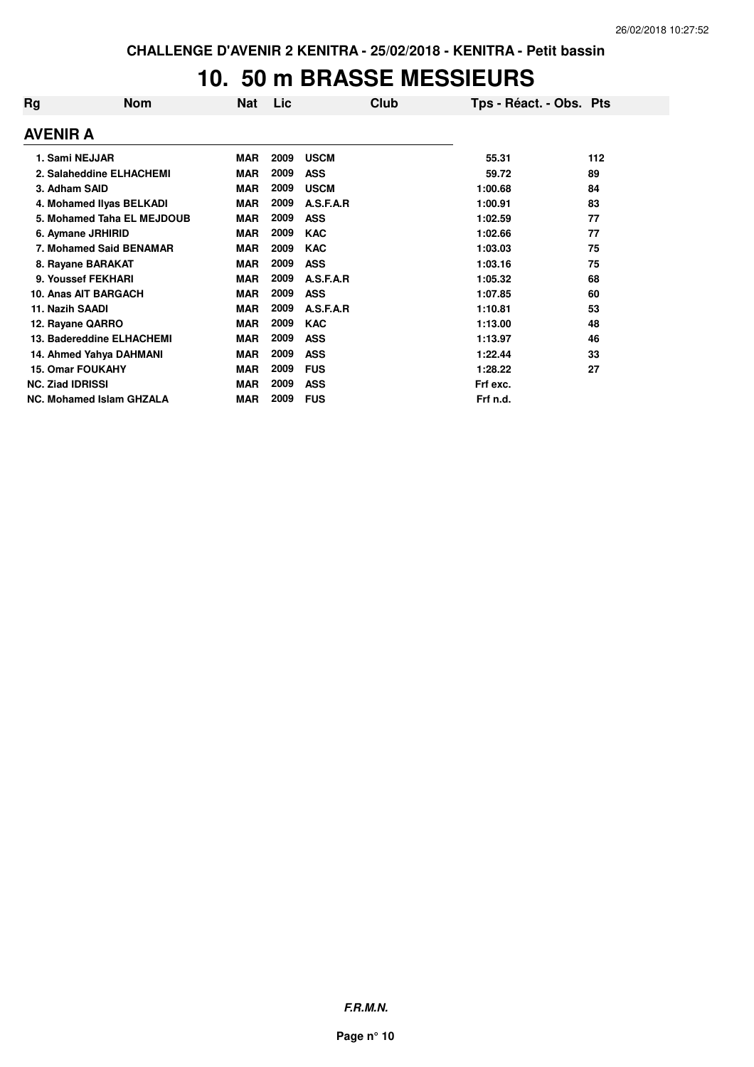**CHALLENGE D'AVENIR 2 KENITRA - 25/02/2018 - KENITRA - Petit bassin**

# 10. 50 m BRASSE MESSIEURS

| Rg | Nom | Nat | Lic | Club | Tps - Réact. - Obs. | Pts |
|---|---|---|---|---|---|---|
| **AVENIR A** | | | | | | |
| 1. | Sami NEJJAR | MAR | 2009 | USCM | 55.31 | 112 |
| 2. | Salaheddine ELHACHEMI | MAR | 2009 | ASS | 59.72 | 89 |
| 3. | Adham SAID | MAR | 2009 | USCM | 1:00.68 | 84 |
| 4. | Mohamed Ilyas BELKADI | MAR | 2009 | A.S.F.A.R | 1:00.91 | 83 |
| 5. | Mohamed Taha EL MEJDOUB | MAR | 2009 | ASS | 1:02.59 | 77 |
| 6. | Aymane JRHIRID | MAR | 2009 | KAC | 1:02.66 | 77 |
| 7. | Mohamed Said BENAMAR | MAR | 2009 | KAC | 1:03.03 | 75 |
| 8. | Rayane BARAKAT | MAR | 2009 | ASS | 1:03.16 | 75 |
| 9. | Youssef FEKHARI | MAR | 2009 | A.S.F.A.R | 1:05.32 | 68 |
| 10. | Anas AIT BARGACH | MAR | 2009 | ASS | 1:07.85 | 60 |
| 11. | Nazih SAADI | MAR | 2009 | A.S.F.A.R | 1:10.81 | 53 |
| 12. | Rayane QARRO | MAR | 2009 | KAC | 1:13.00 | 48 |
| 13. | Badereddine ELHACHEMI | MAR | 2009 | ASS | 1:13.97 | 46 |
| 14. | Ahmed Yahya DAHMANI | MAR | 2009 | ASS | 1:22.44 | 33 |
| 15. | Omar FOUKAHY | MAR | 2009 | FUS | 1:28.22 | 27 |
| NC. | Ziad IDRISSI | MAR | 2009 | ASS | Frf exc. | |
| NC. | Mohamed Islam GHZALA | MAR | 2009 | FUS | Frf n.d. | |

***F.R.M.N.***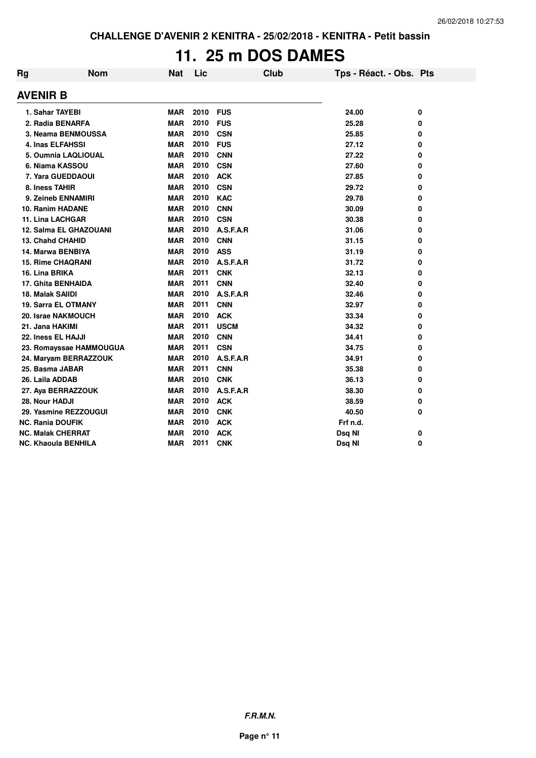CHALLENGE D'AVENIR 2 KENITRA - 25/02/2018 - KENITRA - Petit bassin

# 11. 25 m DOS DAMES

## AVENIR B

| Rg | Nom | Nat | Lic | Club | Tps - Réact. - Obs. | Pts |
|---|---|---|---|---|---|---|
| 1. | Sahar TAYEBI | MAR | 2010 | FUS | 24.00 | 0 |
| 2. | Radia BENARFA | MAR | 2010 | FUS | 25.28 | 0 |
| 3. | Neama BENMOUSSA | MAR | 2010 | CSN | 25.85 | 0 |
| 4. | Inas ELFAHSSI | MAR | 2010 | FUS | 27.12 | 0 |
| 5. | Oumnia LAQLIOUAL | MAR | 2010 | CNN | 27.22 | 0 |
| 6. | Niama KASSOU | MAR | 2010 | CSN | 27.60 | 0 |
| 7. | Yara GUEDDAOUI | MAR | 2010 | ACK | 27.85 | 0 |
| 8. | Iness TAHIR | MAR | 2010 | CSN | 29.72 | 0 |
| 9. | Zeineb ENNAMIRI | MAR | 2010 | KAC | 29.78 | 0 |
| 10. | Ranim HADANE | MAR | 2010 | CNN | 30.09 | 0 |
| 11. | Lina LACHGAR | MAR | 2010 | CSN | 30.38 | 0 |
| 12. | Salma EL GHAZOUANI | MAR | 2010 | A.S.F.A.R | 31.06 | 0 |
| 13. | Chahd CHAHID | MAR | 2010 | CNN | 31.15 | 0 |
| 14. | Marwa BENBIYA | MAR | 2010 | ASS | 31.19 | 0 |
| 15. | Rime CHAQRANI | MAR | 2010 | A.S.F.A.R | 31.72 | 0 |
| 16. | Lina BRIKA | MAR | 2011 | CNK | 32.13 | 0 |
| 17. | Ghita BENHAIDA | MAR | 2011 | CNN | 32.40 | 0 |
| 18. | Malak SAIIDI | MAR | 2010 | A.S.F.A.R | 32.46 | 0 |
| 19. | Sarra EL OTMANY | MAR | 2011 | CNN | 32.97 | 0 |
| 20. | Israe NAKMOUCH | MAR | 2010 | ACK | 33.34 | 0 |
| 21. | Jana HAKIMI | MAR | 2011 | USCM | 34.32 | 0 |
| 22. | Iness EL HAJJI | MAR | 2010 | CNN | 34.41 | 0 |
| 23. | Romayssae HAMMOUGUA | MAR | 2011 | CSN | 34.75 | 0 |
| 24. | Maryam BERRAZZOUK | MAR | 2010 | A.S.F.A.R | 34.91 | 0 |
| 25. | Basma JABAR | MAR | 2011 | CNN | 35.38 | 0 |
| 26. | Laila ADDAB | MAR | 2010 | CNK | 36.13 | 0 |
| 27. | Aya BERRAZZOUK | MAR | 2010 | A.S.F.A.R | 38.30 | 0 |
| 28. | Nour HADJI | MAR | 2010 | ACK | 38.59 | 0 |
| 29. | Yasmine REZZOUGUI | MAR | 2010 | CNK | 40.50 | 0 |
| NC. | Rania DOUFIK | MAR | 2010 | ACK | Frf n.d. | |
| NC. | Malak CHERRAT | MAR | 2010 | ACK | Dsq NI | 0 |
| NC. | Khaoula BENHILA | MAR | 2011 | CNK | Dsq NI | 0 |

*F.R.M.N.*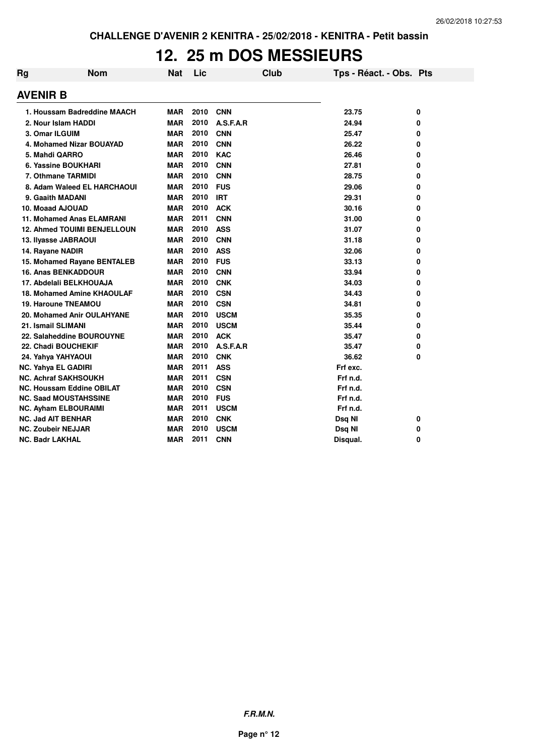CHALLENGE D'AVENIR 2 KENITRA - 25/02/2018 - KENITRA - Petit bassin

# 12. 25 m DOS MESSIEURS

| Rg | Nom | Nat | Lic | Club | Tps - Réact. - Obs. | Pts |
|---|---|---|---|---|---|---|
| **AVENIR B** | | | | | | |
| 1. | Houssam Badreddine MAACH | MAR | 2010 | CNN | 23.75 | 0 |
| 2. | Nour Islam HADDI | MAR | 2010 | A.S.F.A.R | 24.94 | 0 |
| 3. | Omar ILGUIM | MAR | 2010 | CNN | 25.47 | 0 |
| 4. | Mohamed Nizar BOUAYAD | MAR | 2010 | CNN | 26.22 | 0 |
| 5. | Mahdi QARRO | MAR | 2010 | KAC | 26.46 | 0 |
| 6. | Yassine BOUKHARI | MAR | 2010 | CNN | 27.81 | 0 |
| 7. | Othmane TARMIDI | MAR | 2010 | CNN | 28.75 | 0 |
| 8. | Adam Waleed EL HARCHAOUI | MAR | 2010 | FUS | 29.06 | 0 |
| 9. | Gaaith MADANI | MAR | 2010 | IRT | 29.31 | 0 |
| 10. | Moaad AJOUAD | MAR | 2010 | ACK | 30.16 | 0 |
| 11. | Mohamed Anas ELAMRANI | MAR | 2011 | CNN | 31.00 | 0 |
| 12. | Ahmed TOUIMI BENJELLOUN | MAR | 2010 | ASS | 31.07 | 0 |
| 13. | Ilyasse JABRAOUI | MAR | 2010 | CNN | 31.18 | 0 |
| 14. | Rayane NADIR | MAR | 2010 | ASS | 32.06 | 0 |
| 15. | Mohamed Rayane BENTALEB | MAR | 2010 | FUS | 33.13 | 0 |
| 16. | Anas BENKADDOUR | MAR | 2010 | CNN | 33.94 | 0 |
| 17. | Abdelali BELKHOUAJA | MAR | 2010 | CNK | 34.03 | 0 |
| 18. | Mohamed Amine KHAOULAF | MAR | 2010 | CSN | 34.43 | 0 |
| 19. | Haroune TNEAMOU | MAR | 2010 | CSN | 34.81 | 0 |
| 20. | Mohamed Anir OULAHYANE | MAR | 2010 | USCM | 35.35 | 0 |
| 21. | Ismail SLIMANI | MAR | 2010 | USCM | 35.44 | 0 |
| 22. | Salaheddine BOUROUYNE | MAR | 2010 | ACK | 35.47 | 0 |
| 22. | Chadi BOUCHEKIF | MAR | 2010 | A.S.F.A.R | 35.47 | 0 |
| 24. | Yahya YAHYAOUI | MAR | 2010 | CNK | 36.62 | 0 |
| NC. | Yahya EL GADIRI | MAR | 2011 | ASS | Frf exc. | |
| NC. | Achraf SAKHSOUKH | MAR | 2011 | CSN | Frf n.d. | |
| NC. | Houssam Eddine OBILAT | MAR | 2010 | CSN | Frf n.d. | |
| NC. | Saad MOUSTAHSSINE | MAR | 2010 | FUS | Frf n.d. | |
| NC. | Ayham ELBOURAIMI | MAR | 2011 | USCM | Frf n.d. | |
| NC. | Jad AIT BENHAR | MAR | 2010 | CNK | Dsq NI | 0 |
| NC. | Zoubeir NEJJAR | MAR | 2010 | USCM | Dsq NI | 0 |
| NC. | Badr LAKHAL | MAR | 2011 | CNN | Disqual. | 0 |

**F.R.M.N.**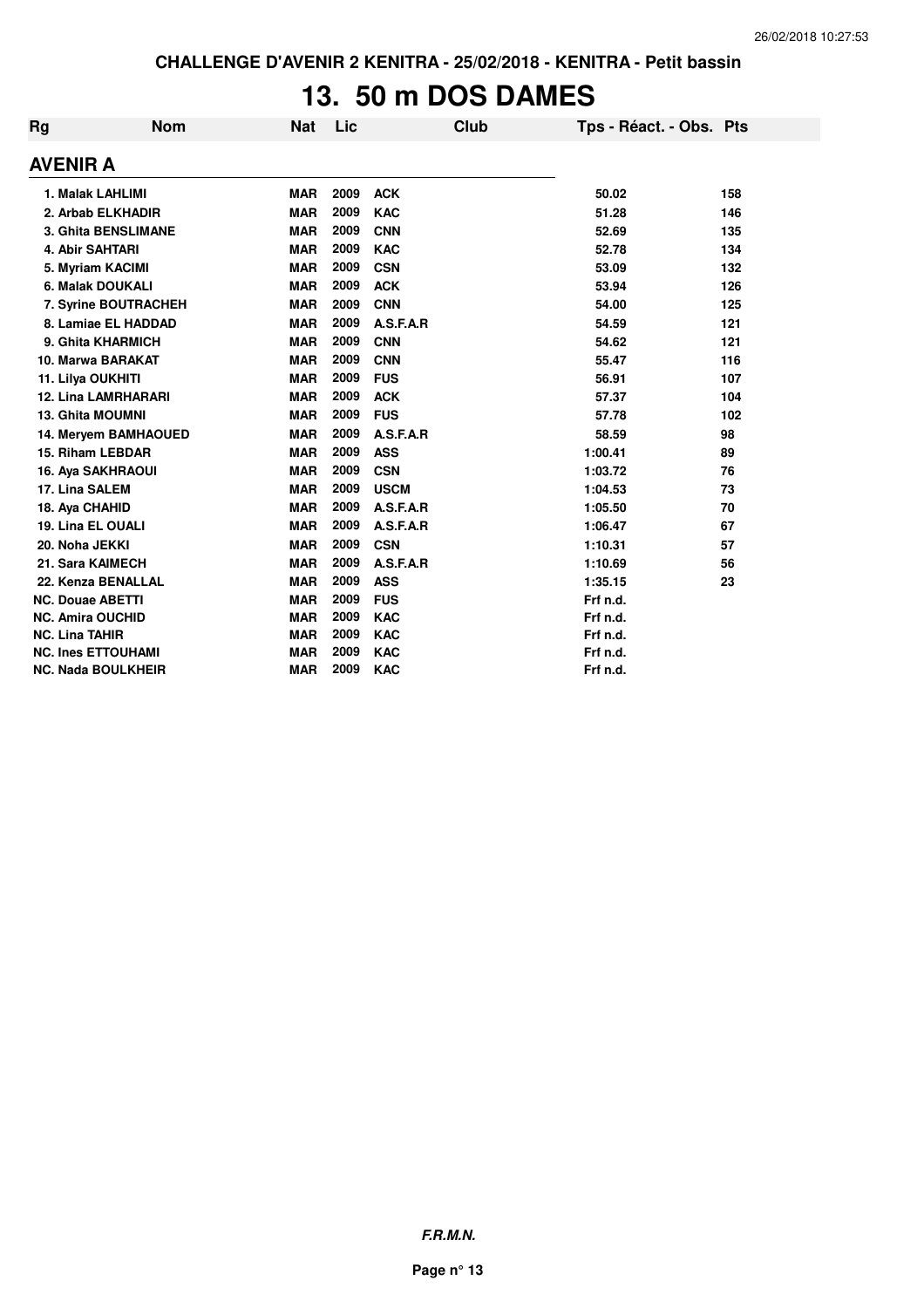CHALLENGE D'AVENIR 2 KENITRA - 25/02/2018 - KENITRA - Petit bassin

# 13. 50 m DOS DAMES

| Rg | Nom | Nat | Lic | Club | Tps - Réact. - Obs. | Pts |
|---|---|---|---|---|---|---|
| **AVENIR A** | | | | | | |
| 1. | Malak LAHLIMI | MAR | 2009 | ACK | 50.02 | 158 |
| 2. | Arbab ELKHADIR | MAR | 2009 | KAC | 51.28 | 146 |
| 3. | Ghita BENSLIMANE | MAR | 2009 | CNN | 52.69 | 135 |
| 4. | Abir SAHTARI | MAR | 2009 | KAC | 52.78 | 134 |
| 5. | Myriam KACIMI | MAR | 2009 | CSN | 53.09 | 132 |
| 6. | Malak DOUKALI | MAR | 2009 | ACK | 53.94 | 126 |
| 7. | Syrine BOUTRACHEH | MAR | 2009 | CNN | 54.00 | 125 |
| 8. | Lamiae EL HADDAD | MAR | 2009 | A.S.F.A.R | 54.59 | 121 |
| 9. | Ghita KHARMICH | MAR | 2009 | CNN | 54.62 | 121 |
| 10. | Marwa BARAKAT | MAR | 2009 | CNN | 55.47 | 116 |
| 11. | Lilya OUKHITI | MAR | 2009 | FUS | 56.91 | 107 |
| 12. | Lina LAMRHARARI | MAR | 2009 | ACK | 57.37 | 104 |
| 13. | Ghita MOUMNI | MAR | 2009 | FUS | 57.78 | 102 |
| 14. | Meryem BAMHAOUED | MAR | 2009 | A.S.F.A.R | 58.59 | 98 |
| 15. | Riham LEBDAR | MAR | 2009 | ASS | 1:00.41 | 89 |
| 16. | Aya SAKHRAOUI | MAR | 2009 | CSN | 1:03.72 | 76 |
| 17. | Lina SALEM | MAR | 2009 | USCM | 1:04.53 | 73 |
| 18. | Aya CHAHID | MAR | 2009 | A.S.F.A.R | 1:05.50 | 70 |
| 19. | Lina EL OUALI | MAR | 2009 | A.S.F.A.R | 1:06.47 | 67 |
| 20. | Noha JEKKI | MAR | 2009 | CSN | 1:10.31 | 57 |
| 21. | Sara KAIMECH | MAR | 2009 | A.S.F.A.R | 1:10.69 | 56 |
| 22. | Kenza BENALLAL | MAR | 2009 | ASS | 1:35.15 | 23 |
| NC. | Douae ABETTI | MAR | 2009 | FUS | Frf n.d. | |
| NC. | Amira OUCHID | MAR | 2009 | KAC | Frf n.d. | |
| NC. | Lina TAHIR | MAR | 2009 | KAC | Frf n.d. | |
| NC. | Ines ETTOUHAMI | MAR | 2009 | KAC | Frf n.d. | |
| NC. | Nada BOULKHEIR | MAR | 2009 | KAC | Frf n.d. | |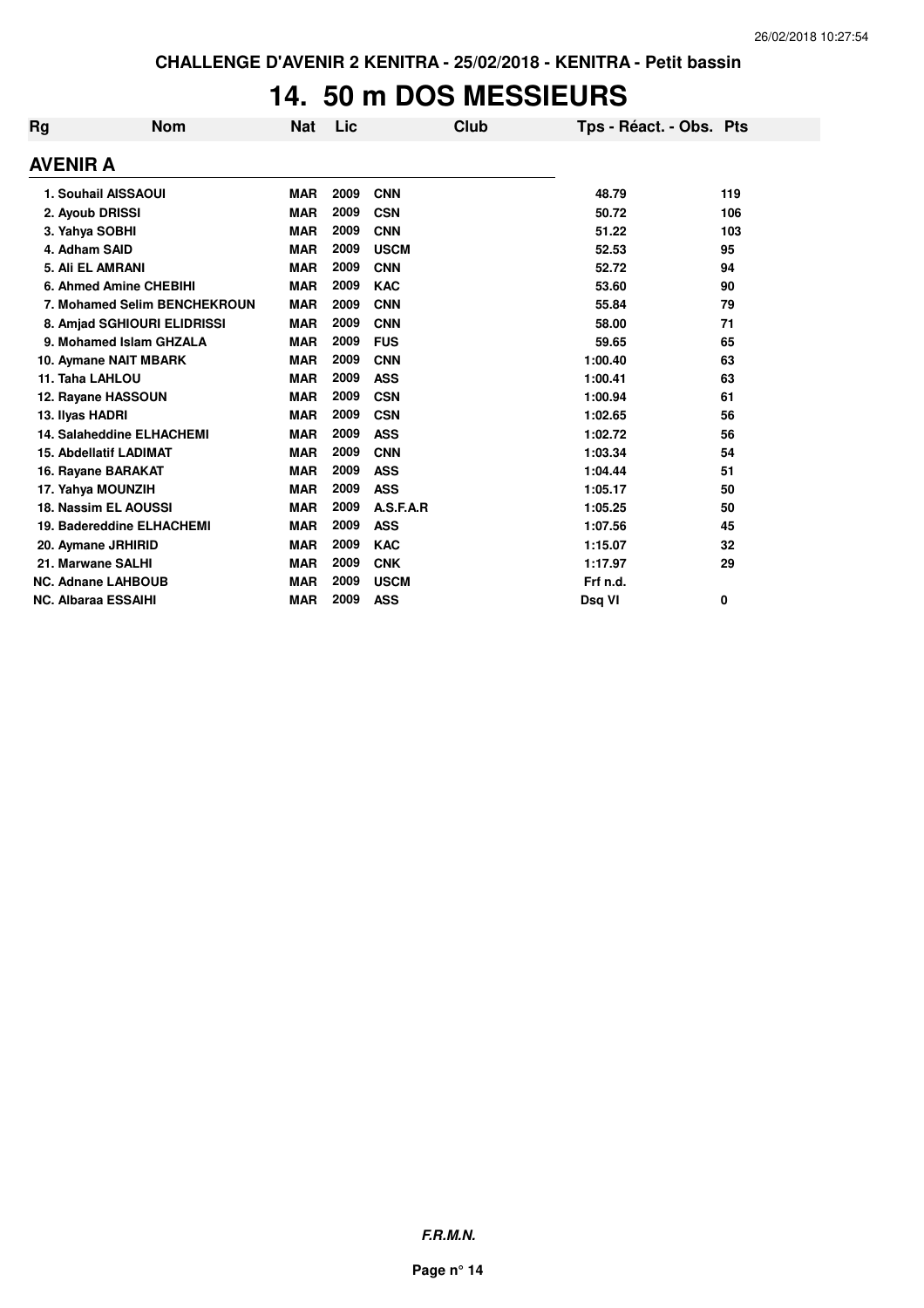**CHALLENGE D'AVENIR 2 KENITRA - 25/02/2018 - KENITRA - Petit bassin**

# 14. 50 m DOS MESSIEURS

| Rg | Nom | Nat | Lic | Club | Tps - Réact. - Obs. | Pts |
|---|---|---|---|---|---|---|
| **AVENIR A** | | | | | | |
| 1. Souhail AISSAOUI | | MAR | 2009 | CNN | 48.79 | 119 |
| 2. Ayoub DRISSI | | MAR | 2009 | CSN | 50.72 | 106 |
| 3. Yahya SOBHI | | MAR | 2009 | CNN | 51.22 | 103 |
| 4. Adham SAID | | MAR | 2009 | USCM | 52.53 | 95 |
| 5. Ali EL AMRANI | | MAR | 2009 | CNN | 52.72 | 94 |
| 6. Ahmed Amine CHEBIHI | | MAR | 2009 | KAC | 53.60 | 90 |
| 7. Mohamed Selim BENCHEKROUN | | MAR | 2009 | CNN | 55.84 | 79 |
| 8. Amjad SGHIOURI ELIDRISSI | | MAR | 2009 | CNN | 58.00 | 71 |
| 9. Mohamed Islam GHZALA | | MAR | 2009 | FUS | 59.65 | 65 |
| 10. Aymane NAIT MBARK | | MAR | 2009 | CNN | 1:00.40 | 63 |
| 11. Taha LAHLOU | | MAR | 2009 | ASS | 1:00.41 | 63 |
| 12. Rayane HASSOUN | | MAR | 2009 | CSN | 1:00.94 | 61 |
| 13. Ilyas HADRI | | MAR | 2009 | CSN | 1:02.65 | 56 |
| 14. Salaheddine ELHACHEMI | | MAR | 2009 | ASS | 1:02.72 | 56 |
| 15. Abdellatif LADIMAT | | MAR | 2009 | CNN | 1:03.34 | 54 |
| 16. Rayane BARAKAT | | MAR | 2009 | ASS | 1:04.44 | 51 |
| 17. Yahya MOUNZIH | | MAR | 2009 | ASS | 1:05.17 | 50 |
| 18. Nassim EL AOUSSI | | MAR | 2009 | A.S.F.A.R | 1:05.25 | 50 |
| 19. Badereddine ELHACHEMI | | MAR | 2009 | ASS | 1:07.56 | 45 |
| 20. Aymane JRHIRID | | MAR | 2009 | KAC | 1:15.07 | 32 |
| 21. Marwane SALHI | | MAR | 2009 | CNK | 1:17.97 | 29 |
| NC. Adnane LAHBOUB | | MAR | 2009 | USCM | Frf n.d. | |
| NC. Albaraa ESSAIHI | | MAR | 2009 | ASS | Dsq VI | 0 |

*F.R.M.N.*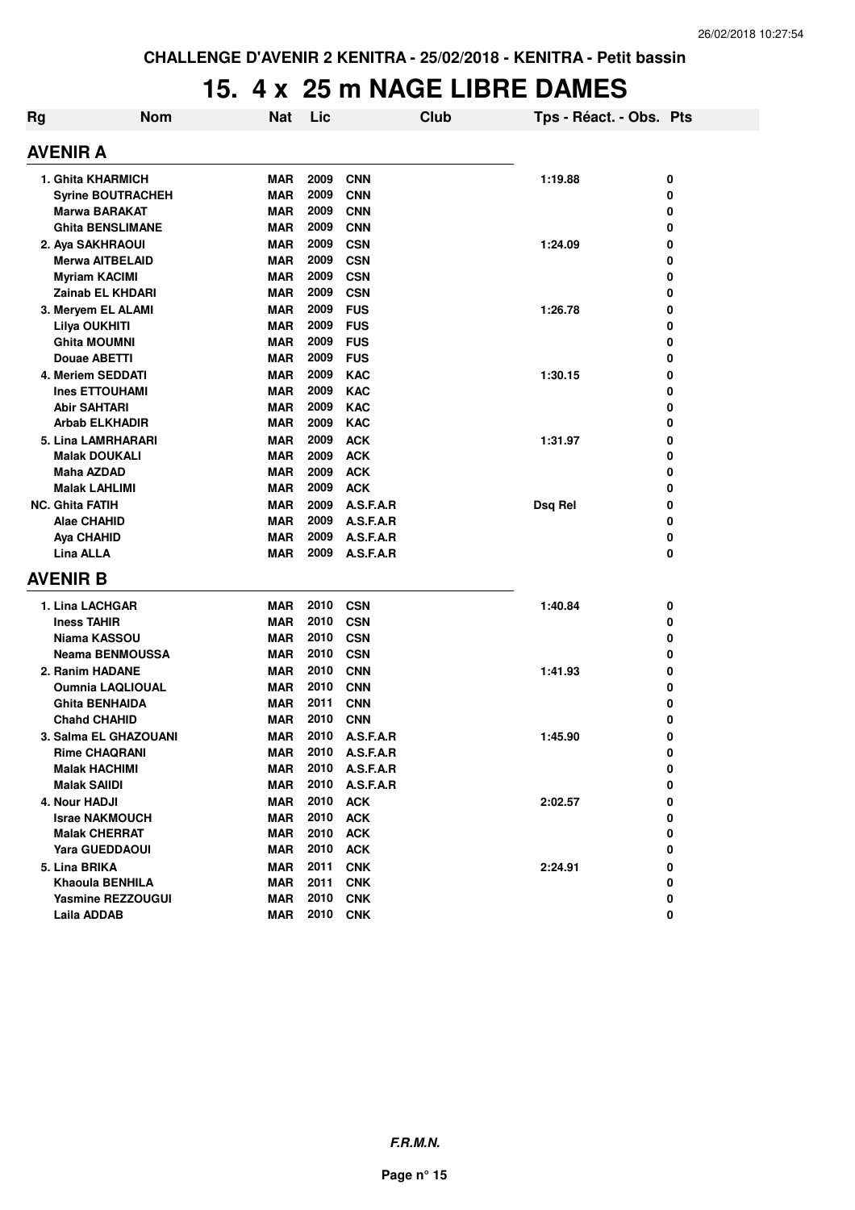# 15. 4 x 25 m NAGE LIBRE DAMES

| Rg | Nom | Nat | Lic | Club | Tps - Réact. - Obs. | Pts |
|---|---|---|---|---|---|---|

## AVENIR A

| Rg | Nom | Nat | Lic | Club | Tps - Réact. - Obs. | Pts |
|---|---|---|---|---|---|---|
| 1. | Ghita KHARMICH | MAR | 2009 | CNN | 1:19.88 | 0 |
| | Syrine BOUTRACHEH | MAR | 2009 | CNN | | 0 |
| | Marwa BARAKAT | MAR | 2009 | CNN | | 0 |
| | Ghita BENSLIMANE | MAR | 2009 | CNN | | 0 |
| 2. | Aya SAKHRAOUI | MAR | 2009 | CSN | 1:24.09 | 0 |
| | Merwa AITBELAID | MAR | 2009 | CSN | | 0 |
| | Myriam KACIMI | MAR | 2009 | CSN | | 0 |
| | Zainab EL KHDARI | MAR | 2009 | CSN | | 0 |
| 3. | Meryem EL ALAMI | MAR | 2009 | FUS | 1:26.78 | 0 |
| | Lilya OUKHITI | MAR | 2009 | FUS | | 0 |
| | Ghita MOUMNI | MAR | 2009 | FUS | | 0 |
| | Douae ABETTI | MAR | 2009 | FUS | | 0 |
| 4. | Meriem SEDDATI | MAR | 2009 | KAC | 1:30.15 | 0 |
| | Ines ETTOUHAMI | MAR | 2009 | KAC | | 0 |
| | Abir SAHTARI | MAR | 2009 | KAC | | 0 |
| | Arbab ELKHADIR | MAR | 2009 | KAC | | 0 |
| 5. | Lina LAMRHARARI | MAR | 2009 | ACK | 1:31.97 | 0 |
| | Malak DOUKALI | MAR | 2009 | ACK | | 0 |
| | Maha AZDAD | MAR | 2009 | ACK | | 0 |
| | Malak LAHLIMI | MAR | 2009 | ACK | | 0 |
| NC. | Ghita FATIH | MAR | 2009 | A.S.F.A.R | Dsq Rel | 0 |
| | Alae CHAHID | MAR | 2009 | A.S.F.A.R | | 0 |
| | Aya CHAHID | MAR | 2009 | A.S.F.A.R | | 0 |
| | Lina ALLA | MAR | 2009 | A.S.F.A.R | | 0 |

## AVENIR B

| Rg | Nom | Nat | Lic | Club | Tps - Réact. - Obs. | Pts |
|---|---|---|---|---|---|---|
| 1. | Lina LACHGAR | MAR | 2010 | CSN | 1:40.84 | 0 |
| | Iness TAHIR | MAR | 2010 | CSN | | 0 |
| | Niama KASSOU | MAR | 2010 | CSN | | 0 |
| | Neama BENMOUSSA | MAR | 2010 | CSN | | 0 |
| 2. | Ranim HADANE | MAR | 2010 | CNN | 1:41.93 | 0 |
| | Oumnia LAQLIOUAL | MAR | 2010 | CNN | | 0 |
| | Ghita BENHAIDA | MAR | 2011 | CNN | | 0 |
| | Chahd CHAHID | MAR | 2010 | CNN | | 0 |
| 3. | Salma EL GHAZOUANI | MAR | 2010 | A.S.F.A.R | 1:45.90 | 0 |
| | Rime CHAQRANI | MAR | 2010 | A.S.F.A.R | | 0 |
| | Malak HACHIMI | MAR | 2010 | A.S.F.A.R | | 0 |
| | Malak SAIIDI | MAR | 2010 | A.S.F.A.R | | 0 |
| 4. | Nour HADJI | MAR | 2010 | ACK | 2:02.57 | 0 |
| | Israe NAKMOUCH | MAR | 2010 | ACK | | 0 |
| | Malak CHERRAT | MAR | 2010 | ACK | | 0 |
| | Yara GUEDDAOUI | MAR | 2010 | ACK | | 0 |
| 5. | Lina BRIKA | MAR | 2011 | CNK | 2:24.91 | 0 |
| | Khaoula BENHILA | MAR | 2011 | CNK | | 0 |
| | Yasmine REZZOUGUI | MAR | 2010 | CNK | | 0 |
| | Laila ADDAB | MAR | 2010 | CNK | | 0 |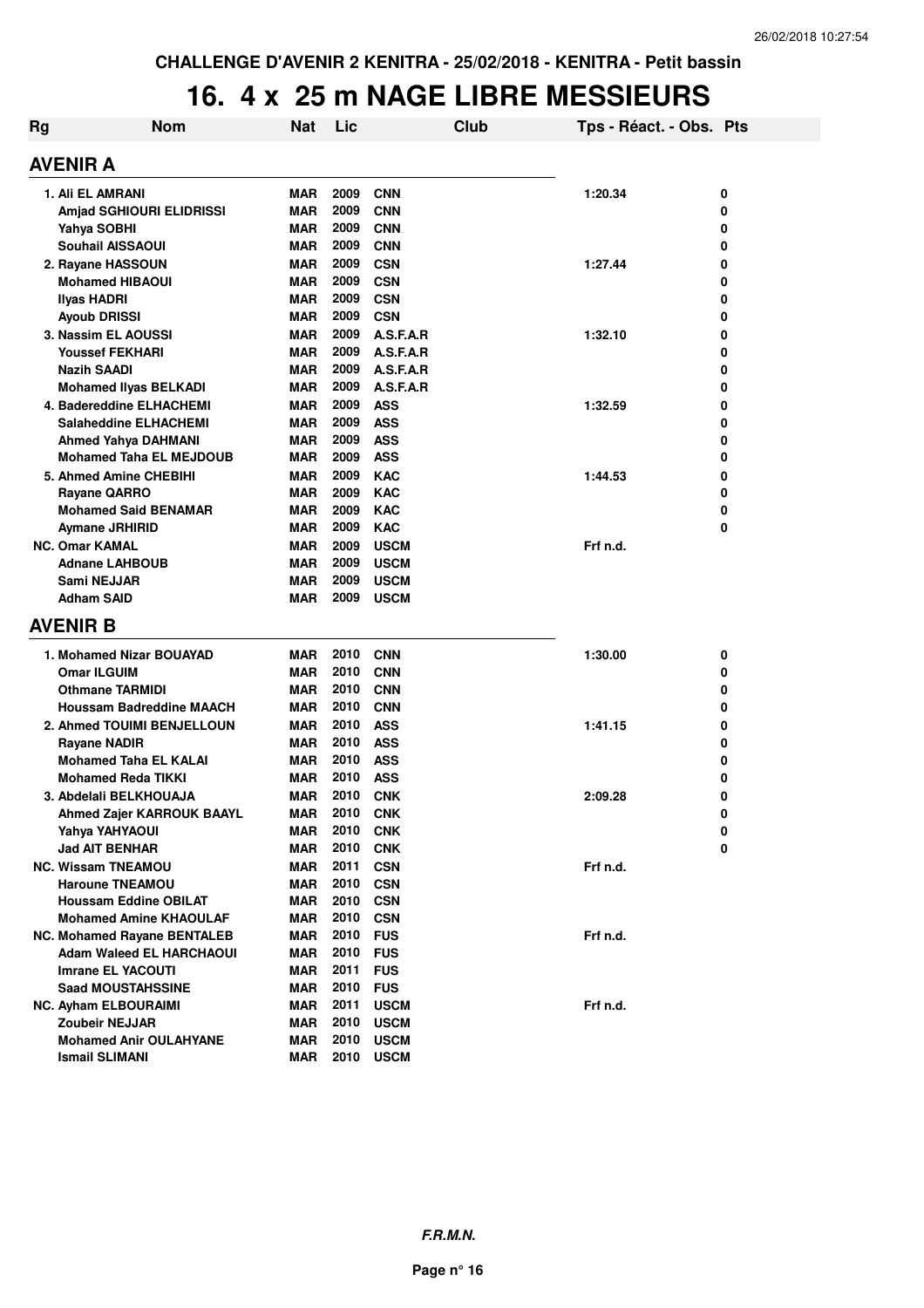CHALLENGE D'AVENIR 2 KENITRA - 25/02/2018 - KENITRA - Petit bassin

# 16. 4 x 25 m NAGE LIBRE MESSIEURS

| Rg | Nom | Nat | Lic | Club | Tps - Réact. - Obs. | Pts |
|---|---|---|---|---|---|---|

## AVENIR A

| Rg | Nom | Nat | Lic | Club | Tps - Réact. - Obs. | Pts |
|---|---|---|---|---|---|---|
| 1. | Ali EL AMRANI | MAR | 2009 | CNN | 1:20.34 | 0 |
| | Amjad SGHIOURI ELIDRISSI | MAR | 2009 | CNN | | 0 |
| | Yahya SOBHI | MAR | 2009 | CNN | | 0 |
| | Souhail AISSAOUI | MAR | 2009 | CNN | | 0 |
| 2. | Rayane HASSOUN | MAR | 2009 | CSN | 1:27.44 | 0 |
| | Mohamed HIBAOUI | MAR | 2009 | CSN | | 0 |
| | Ilyas HADRI | MAR | 2009 | CSN | | 0 |
| | Ayoub DRISSI | MAR | 2009 | CSN | | 0 |
| 3. | Nassim EL AOUSSI | MAR | 2009 | A.S.F.A.R | 1:32.10 | 0 |
| | Youssef FEKHARI | MAR | 2009 | A.S.F.A.R | | 0 |
| | Nazih SAADI | MAR | 2009 | A.S.F.A.R | | 0 |
| | Mohamed Ilyas BELKADI | MAR | 2009 | A.S.F.A.R | | 0 |
| 4. | Badereddine ELHACHEMI | MAR | 2009 | ASS | 1:32.59 | 0 |
| | Salaheddine ELHACHEMI | MAR | 2009 | ASS | | 0 |
| | Ahmed Yahya DAHMANI | MAR | 2009 | ASS | | 0 |
| | Mohamed Taha EL MEJDOUB | MAR | 2009 | ASS | | 0 |
| 5. | Ahmed Amine CHEBIHI | MAR | 2009 | KAC | 1:44.53 | 0 |
| | Rayane QARRO | MAR | 2009 | KAC | | 0 |
| | Mohamed Said BENAMAR | MAR | 2009 | KAC | | 0 |
| | Aymane JRHIRID | MAR | 2009 | KAC | | 0 |
| NC. | Omar KAMAL | MAR | 2009 | USCM | Frf n.d. | |
| | Adnane LAHBOUB | MAR | 2009 | USCM | | |
| | Sami NEJJAR | MAR | 2009 | USCM | | |
| | Adham SAID | MAR | 2009 | USCM | | |

## AVENIR B

| Rg | Nom | Nat | Lic | Club | Tps - Réact. - Obs. | Pts |
|---|---|---|---|---|---|---|
| 1. | Mohamed Nizar BOUAYAD | MAR | 2010 | CNN | 1:30.00 | 0 |
| | Omar ILGUIM | MAR | 2010 | CNN | | 0 |
| | Othmane TARMIDI | MAR | 2010 | CNN | | 0 |
| | Houssam Badreddine MAACH | MAR | 2010 | CNN | | 0 |
| 2. | Ahmed TOUIMI BENJELLOUN | MAR | 2010 | ASS | 1:41.15 | 0 |
| | Rayane NADIR | MAR | 2010 | ASS | | 0 |
| | Mohamed Taha EL KALAI | MAR | 2010 | ASS | | 0 |
| | Mohamed Reda TIKKI | MAR | 2010 | ASS | | 0 |
| 3. | Abdelali BELKHOUAJA | MAR | 2010 | CNK | 2:09.28 | 0 |
| | Ahmed Zajer KARROUK BAAYL | MAR | 2010 | CNK | | 0 |
| | Yahya YAHYAOUI | MAR | 2010 | CNK | | 0 |
| | Jad AIT BENHAR | MAR | 2010 | CNK | | 0 |
| NC. | Wissam TNEAMOU | MAR | 2011 | CSN | Frf n.d. | |
| | Haroune TNEAMOU | MAR | 2010 | CSN | | |
| | Houssam Eddine OBILAT | MAR | 2010 | CSN | | |
| | Mohamed Amine KHAOULAF | MAR | 2010 | CSN | | |
| NC. | Mohamed Rayane BENTALEB | MAR | 2010 | FUS | Frf n.d. | |
| | Adam Waleed EL HARCHAOUI | MAR | 2010 | FUS | | |
| | Imrane EL YACOUTI | MAR | 2011 | FUS | | |
| | Saad MOUSTAHSSINE | MAR | 2010 | FUS | | |
| NC. | Ayham ELBOURAIMI | MAR | 2011 | USCM | Frf n.d. | |
| | Zoubeir NEJJAR | MAR | 2010 | USCM | | |
| | Mohamed Anir OULAHYANE | MAR | 2010 | USCM | | |
| | Ismail SLIMANI | MAR | 2010 | USCM | | |